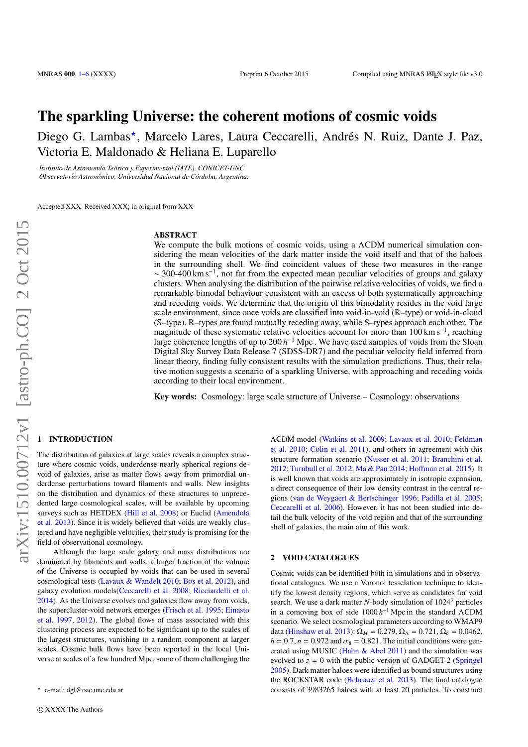# The sparkling Universe: the coherent motions of cosmic voids

Diego G. Lambas*, Marcelo Lares, Laura Ceccarelli, Andrés N. Ruiz, Dante J. Paz, Victoria E. Maldonado & Heliana E. Luparello

*Instituto de Astronomía Teórica y Experimental (IATE), CONICET-UNC*
*Observatorio Astronómico, Universidad Nacional de Córdoba, Argentina.*

Accepted XXX. Received XXX; in original form XXX

## ABSTRACT

We compute the bulk motions of cosmic voids, using a ΛCDM numerical simulation considering the mean velocities of the dark matter inside the void itself and that of the haloes in the surrounding shell. We find coincident values of these two measures in the range $\sim$ 300-400 $\mathrm{km\,s^{-1}}$, not far from the expected mean peculiar velocities of groups and galaxy clusters. When analysing the distribution of the pairwise relative velocities of voids, we find a remarkable bimodal behaviour consistent with an excess of both systematically approaching and receding voids. We determine that the origin of this bimodality resides in the void large scale environment, since once voids are classified into void-in-void (R–type) or void-in-cloud (S–type), R–types are found mutually receding away, while S–types approach each other. The magnitude of these systematic relative velocities account for more than 100 $\mathrm{km\,s^{-1}}$, reaching large coherence lengths of up to 200 $h^{-1}$ Mpc . We have used samples of voids from the Sloan Digital Sky Survey Data Release 7 (SDSS-DR7) and the peculiar velocity field inferred from linear theory, finding fully consistent results with the simulation predictions. Thus, their relative motion suggests a scenario of a sparkling Universe, with approaching and receding voids according to their local environment.

**Key words:** Cosmology: large scale structure of Universe – Cosmology: observations

## 1 INTRODUCTION

The distribution of galaxies at large scales reveals a complex structure where cosmic voids, underdense nearly spherical regions devoid of galaxies, arise as matter flows away from primordial underdense perturbations toward filaments and walls. New insights on the distribution and dynamics of these structures to unprecedented large cosmological scales, will be available by upcoming surveys such as HETDEX (Hill et al. 2008) or Euclid (Amendola et al. 2013). Since it is widely believed that voids are weakly clustered and have negligible velocities, their study is promising for the field of observational cosmology.

Although the large scale galaxy and mass distributions are dominated by filaments and walls, a larger fraction of the volume of the Universe is occupied by voids that can be used in several cosmological tests (Lavaux & Wandelt 2010; Bos et al. 2012), and galaxy evolution models(Ceccarelli et al. 2008; Ricciardelli et al. 2014). As the Universe evolves and galaxies flow away from voids, the supercluster-void network emerges (Frisch et al. 1995; Einasto et al. 1997, 2012). The global flows of mass associated with this clustering process are expected to be significant up to the scales of the largest structures, vanishing to a random component at larger scales. Cosmic bulk flows have been reported in the local Universe at scales of a few hundred Mpc, some of them challenging the ΛCDM model (Watkins et al. 2009; Lavaux et al. 2010; Feldman et al. 2010; Colin et al. 2011). and others in agreement with this structure formation scenario (Nusser et al. 2011; Branchini et al. 2012; Turnbull et al. 2012; Ma & Pan 2014; Hoffman et al. 2015). It is well known that voids are approximately in isotropic expansion, a direct consequence of their low density contrast in the central regions (van de Weygaert & Bertschinger 1996; Padilla et al. 2005; Ceccarelli et al. 2006). However, it has not been studied into detail the bulk velocity of the void region and that of the surrounding shell of galaxies, the main aim of this work.

## 2 VOID CATALOGUES

Cosmic voids can be identified both in simulations and in observational catalogues. We use a Voronoi tesselation technique to identify the lowest density regions, which serve as candidates for void search. We use a dark matter $N$-body simulation of $1024^3$ particles in a comoving box of side 1000 $h^{-1}$ Mpc in the standard ΛCDM scenario. We select cosmological parameters according to WMAP9 data (Hinshaw et al. 2013): $\Omega_M = 0.279$, $\Omega_\Lambda = 0.721$, $\Omega_b = 0.0462$, $h = 0.7$, $n = 0.972$ and $\sigma_8 = 0.821$. The initial conditions were generated using MUSIC (Hahn & Abel 2011) and the simulation was evolved to $z = 0$ with the public version of GADGET-2 (Springel 2005). Dark matter haloes were identified as bound structures using the ROCKSTAR code (Behroozi et al. 2013). The final catalogue consists of 3983265 haloes with at least 20 particles. To construct

* e-mail: dgl@oac.unc.edu.ar

© XXXX The Authors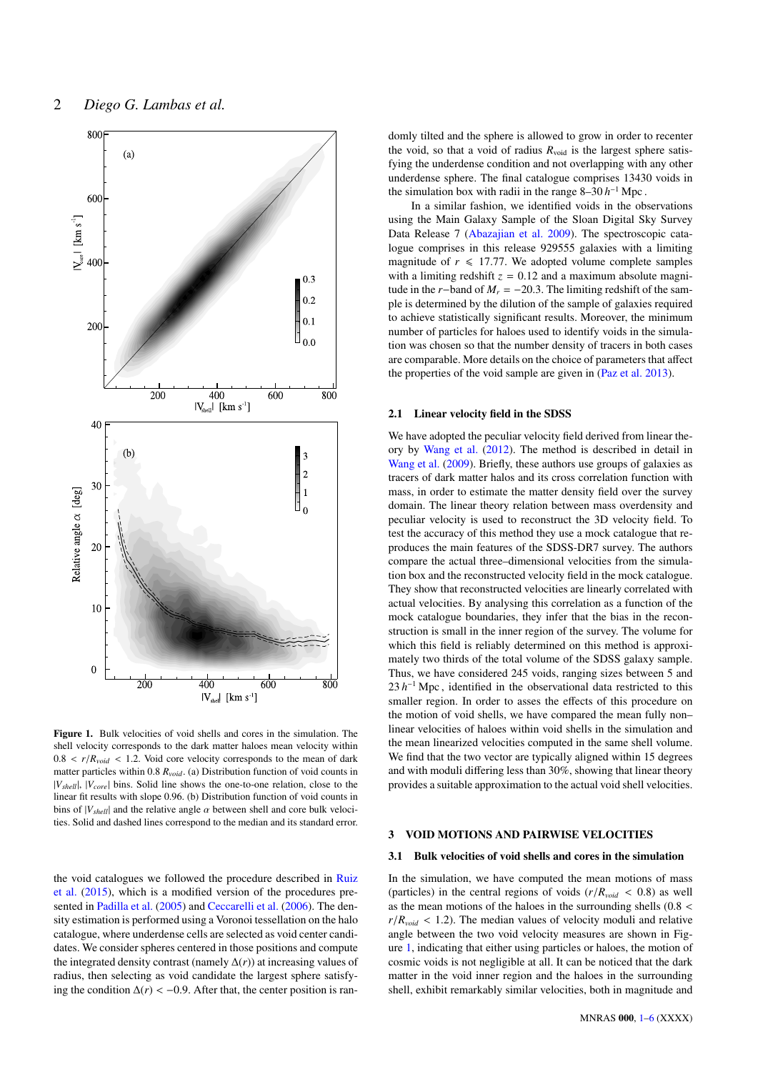**Figure 1.** Bulk velocities of void shells and cores in the simulation. The shell velocity corresponds to the dark matter haloes mean velocity within $0.8 < r/R_{void} < 1.2$. Void core velocity corresponds to the mean of dark matter particles within $0.8\ R_{void}$. (a) Distribution function of void counts in $|V_{shell}|$, $|V_{core}|$ bins. Solid line shows the one-to-one relation, close to the linear fit results with slope 0.96. (b) Distribution function of void counts in bins of $|V_{shell}|$ and the relative angle $\alpha$ between shell and core bulk velocities. Solid and dashed lines correspond to the median and its standard error.

the void catalogues we followed the procedure described in Ruiz et al. (2015), which is a modified version of the procedures presented in Padilla et al. (2005) and Ceccarelli et al. (2006). The density estimation is performed using a Voronoi tessellation on the halo catalogue, where underdense cells are selected as void center candidates. We consider spheres centered in those positions and compute the integrated density contrast (namely $\Delta(r)$) at increasing values of radius, then selecting as void candidate the largest sphere satisfying the condition $\Delta(r) < -0.9$. After that, the center position is randomly tilted and the sphere is allowed to grow in order to recenter the void, so that a void of radius $R_{\rm void}$ is the largest sphere satisfying the underdense condition and not overlapping with any other underdense sphere. The final catalogue comprises 13430 voids in the simulation box with radii in the range 8–30 $h^{-1}$ Mpc .

In a similar fashion, we identified voids in the observations using the Main Galaxy Sample of the Sloan Digital Sky Survey Data Release 7 (Abazajian et al. 2009). The spectroscopic catalogue comprises in this release 929555 galaxies with a limiting magnitude of $r \leqslant 17.77$. We adopted volume complete samples with a limiting redshift $z = 0.12$ and a maximum absolute magnitude in the $r-$band of $M_r = -20.3$. The limiting redshift of the sample is determined by the dilution of the sample of galaxies required to achieve statistically significant results. Moreover, the minimum number of particles for haloes used to identify voids in the simulation was chosen so that the number density of tracers in both cases are comparable. More details on the choice of parameters that affect the properties of the void sample are given in (Paz et al. 2013).

### 2.1 Linear velocity field in the SDSS

We have adopted the peculiar velocity field derived from linear theory by Wang et al. (2012). The method is described in detail in Wang et al. (2009). Briefly, these authors use groups of galaxies as tracers of dark matter halos and its cross correlation function with mass, in order to estimate the matter density field over the survey domain. The linear theory relation between mass overdensity and peculiar velocity is used to reconstruct the 3D velocity field. To test the accuracy of this method they use a mock catalogue that reproduces the main features of the SDSS-DR7 survey. The authors compare the actual three–dimensional velocities from the simulation box and the reconstructed velocity field in the mock catalogue. They show that reconstructed velocities are linearly correlated with actual velocities. By analysing this correlation as a function of the mock catalogue boundaries, they infer that the bias in the reconstruction is small in the inner region of the survey. The volume for which this field is reliably determined on this method is approximately two thirds of the total volume of the SDSS galaxy sample. Thus, we have considered 245 voids, ranging sizes between 5 and 23 $h^{-1}$ Mpc , identified in the observational data restricted to this smaller region. In order to asses the effects of this procedure on the motion of void shells, we have compared the mean fully non–linear velocities of haloes within void shells in the simulation and the mean linearized velocities computed in the same shell volume. We find that the two vector are typically aligned within 15 degrees and with moduli differing less than 30%, showing that linear theory provides a suitable approximation to the actual void shell velocities.

## 3 VOID MOTIONS AND PAIRWISE VELOCITIES

### 3.1 Bulk velocities of void shells and cores in the simulation

In the simulation, we have computed the mean motions of mass (particles) in the central regions of voids ($r/R_{void} < 0.8$) as well as the mean motions of the haloes in the surrounding shells ($0.8 < r/R_{void} < 1.2$). The median values of velocity moduli and relative angle between the two void velocity measures are shown in Figure 1, indicating that either using particles or haloes, the motion of cosmic voids is not negligible at all. It can be noticed that the dark matter in the void inner region and the haloes in the surrounding shell, exhibit remarkably similar velocities, both in magnitude and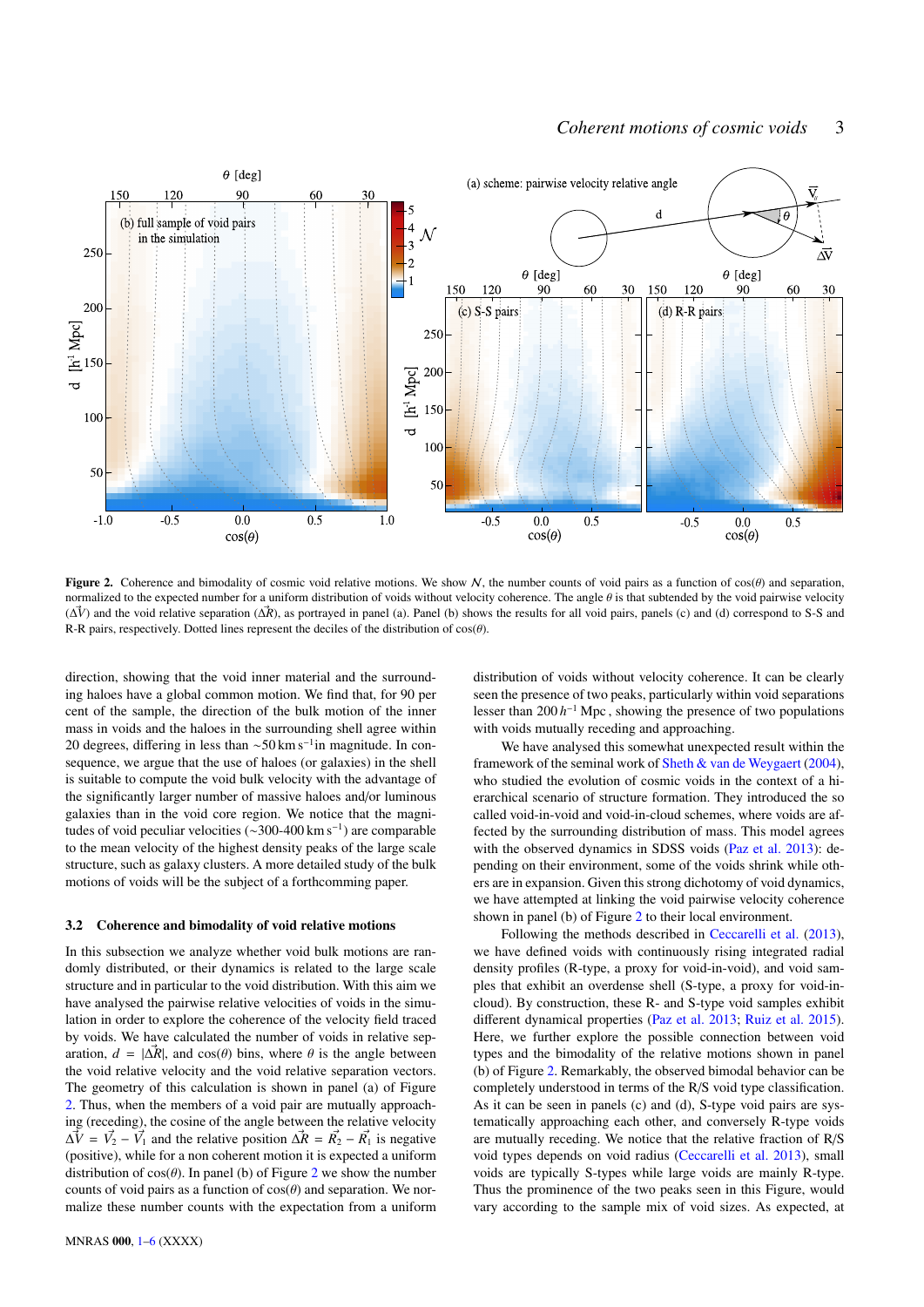**Figure 2.** Coherence and bimodality of cosmic void relative motions. We show $\mathcal{N}$, the number counts of void pairs as a function of $\cos(\theta)$ and separation, normalized to the expected number for a uniform distribution of voids without velocity coherence. The angle $\theta$ is that subtended by the void pairwise velocity ($\Delta\vec{V}$) and the void relative separation ($\Delta\vec{R}$), as portrayed in panel (a). Panel (b) shows the results for all void pairs, panels (c) and (d) correspond to S-S and R-R pairs, respectively. Dotted lines represent the deciles of the distribution of $\cos(\theta)$.

direction, showing that the void inner material and the surrounding haloes have a global common motion. We find that, for 90 per cent of the sample, the direction of the bulk motion of the inner mass in voids and the haloes in the surrounding shell agree within 20 degrees, differing in less than $\sim$50 km s$^{-1}$in magnitude. In consequence, we argue that the use of haloes (or galaxies) in the shell is suitable to compute the void bulk velocity with the advantage of the significantly larger number of massive haloes and/or luminous galaxies than in the void core region. We notice that the magnitudes of void peculiar velocities ($\sim$300-400 km s$^{-1}$) are comparable to the mean velocity of the highest density peaks of the large scale structure, such as galaxy clusters. A more detailed study of the bulk motions of voids will be the subject of a forthcomming paper.

### 3.2 Coherence and bimodality of void relative motions

In this subsection we analyze whether void bulk motions are randomly distributed, or their dynamics is related to the large scale structure and in particular to the void distribution. With this aim we have analysed the pairwise relative velocities of voids in the simulation in order to explore the coherence of the velocity field traced by voids. We have calculated the number of voids in relative separation, $d = |\Delta\vec{R}|$, and $\cos(\theta)$ bins, where $\theta$ is the angle between the void relative velocity and the void relative separation vectors. The geometry of this calculation is shown in panel (a) of Figure 2. Thus, when the members of a void pair are mutually approaching (receding), the cosine of the angle between the relative velocity $\Delta\vec{V} = \vec{V_2} - \vec{V_1}$ and the relative position $\Delta\vec{R} = \vec{R_2} - \vec{R_1}$ is negative (positive), while for a non coherent motion it is expected a uniform distribution of $\cos(\theta)$. In panel (b) of Figure 2 we show the number counts of void pairs as a function of $\cos(\theta)$ and separation. We normalize these number counts with the expectation from a uniform distribution of voids without velocity coherence. It can be clearly seen the presence of two peaks, particularly within void separations lesser than 200 $h^{-1}$ Mpc , showing the presence of two populations with voids mutually receding and approaching.

We have analysed this somewhat unexpected result within the framework of the seminal work of Sheth & van de Weygaert (2004), who studied the evolution of cosmic voids in the context of a hierarchical scenario of structure formation. They introduced the so called void-in-void and void-in-cloud schemes, where voids are affected by the surrounding distribution of mass. This model agrees with the observed dynamics in SDSS voids (Paz et al. 2013): depending on their environment, some of the voids shrink while others are in expansion. Given this strong dichotomy of void dynamics, we have attempted at linking the void pairwise velocity coherence shown in panel (b) of Figure 2 to their local environment.

Following the methods described in Ceccarelli et al. (2013), we have defined voids with continuously rising integrated radial density profiles (R-type, a proxy for void-in-void), and void samples that exhibit an overdense shell (S-type, a proxy for void-in-cloud). By construction, these R- and S-type void samples exhibit different dynamical properties (Paz et al. 2013; Ruiz et al. 2015). Here, we further explore the possible connection between void types and the bimodality of the relative motions shown in panel (b) of Figure 2. Remarkably, the observed bimodal behavior can be completely understood in terms of the R/S void type classification. As it can be seen in panels (c) and (d), S-type void pairs are systematically approaching each other, and conversely R-type voids are mutually receding. We notice that the relative fraction of R/S void types depends on void radius (Ceccarelli et al. 2013), small voids are typically S-types while large voids are mainly R-type. Thus the prominence of the two peaks seen in this Figure, would vary according to the sample mix of void sizes. As expected, at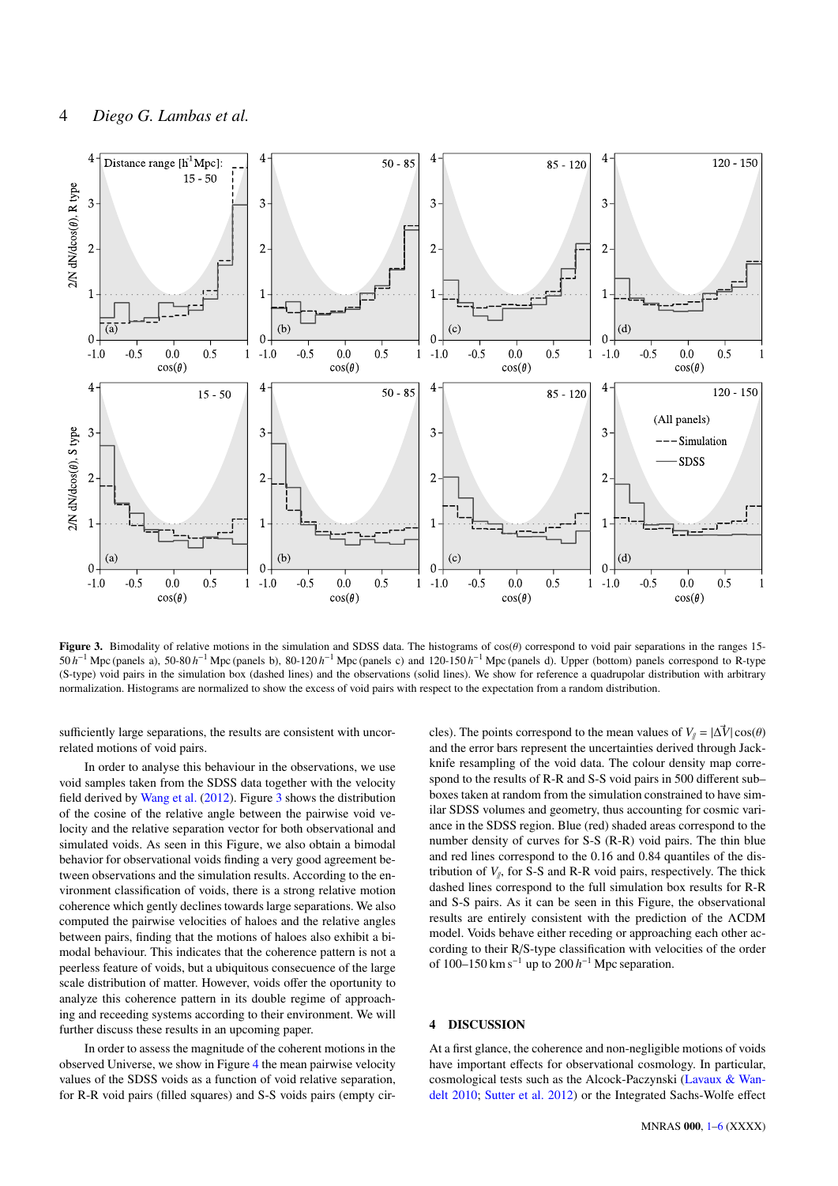**Figure 3.** Bimodality of relative motions in the simulation and SDSS data. The histograms of $\cos(\theta)$ correspond to void pair separations in the ranges 15-50 $h^{-1}$ Mpc (panels a), 50-80 $h^{-1}$ Mpc (panels b), 80-120 $h^{-1}$ Mpc (panels c) and 120-150 $h^{-1}$ Mpc (panels d). Upper (bottom) panels correspond to R-type (S-type) void pairs in the simulation box (dashed lines) and the observations (solid lines). We show for reference a quadrupolar distribution with arbitrary normalization. Histograms are normalized to show the excess of void pairs with respect to the expectation from a random distribution.

sufficiently large separations, the results are consistent with uncorrelated motions of void pairs.

In order to analyse this behaviour in the observations, we use void samples taken from the SDSS data together with the velocity field derived by Wang et al. (2012). Figure 3 shows the distribution of the cosine of the relative angle between the pairwise void velocity and the relative separation vector for both observational and simulated voids. As seen in this Figure, we also obtain a bimodal behavior for observational voids finding a very good agreement between observations and the simulation results. According to the environment classification of voids, there is a strong relative motion coherence which gently declines towards large separations. We also computed the pairwise velocities of haloes and the relative angles between pairs, finding that the motions of haloes also exhibit a bimodal behaviour. This indicates that the coherence pattern is not a peerless feature of voids, but a ubiquitous consecuence of the large scale distribution of matter. However, voids offer the opportunity to analyze this coherence pattern in its double regime of approaching and receeding systems according to their environment. We will further discuss these results in an upcoming paper.

In order to assess the magnitude of the coherent motions in the observed Universe, we show in Figure 4 the mean pairwise velocity values of the SDSS voids as a function of void relative separation, for R-R void pairs (filled squares) and S-S voids pairs (empty circles). The points correspond to the mean values of $V_{/\!/} = |\Delta\vec{V}|\cos(\theta)$ and the error bars represent the uncertainties derived through Jackknife resampling of the void data. The colour density map correspond to the results of R-R and S-S void pairs in 500 different sub–boxes taken at random from the simulation constrained to have similar SDSS volumes and geometry, thus accounting for cosmic variance in the SDSS region. Blue (red) shaded areas correspond to the number density of curves for S-S (R-R) void pairs. The thin blue and red lines correspond to the 0.16 and 0.84 quantiles of the distribution of $V_{/\!/}$, for S-S and R-R void pairs, respectively. The thick dashed lines correspond to the full simulation box results for R-R and S-S pairs. As it can be seen in this Figure, the observational results are entirely consistent with the prediction of the ΛCDM model. Voids behave either receding or approaching each other according to their R/S-type classification with velocities of the order of 100–150 km s$^{-1}$ up to 200 $h^{-1}$ Mpc separation.

## 4 DISCUSSION

At a first glance, the coherence and non-negligible motions of voids have important effects for observational cosmology. In particular, cosmological tests such as the Alcock-Paczynski (Lavaux & Wandelt 2010; Sutter et al. 2012) or the Integrated Sachs-Wolfe effect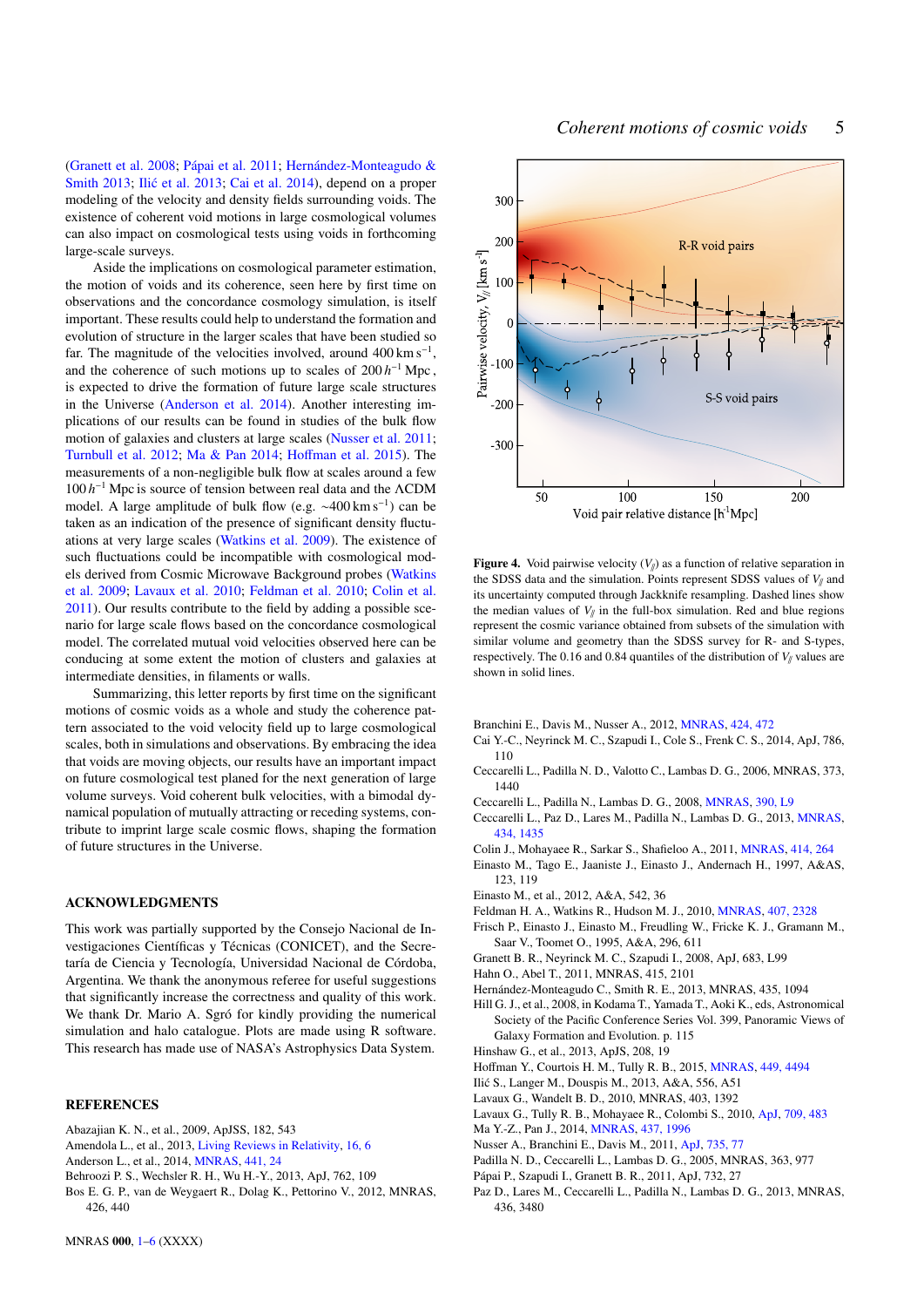(Granett et al. 2008; Pápai et al. 2011; Hernández-Monteagudo & Smith 2013; Ilić et al. 2013; Cai et al. 2014), depend on a proper modeling of the velocity and density fields surrounding voids. The existence of coherent void motions in large cosmological volumes can also impact on cosmological tests using voids in forthcoming large-scale surveys.

Aside the implications on cosmological parameter estimation, the motion of voids and its coherence, seen here by first time on observations and the concordance cosmology simulation, is itself important. These results could help to understand the formation and evolution of structure in the larger scales that have been studied so far. The magnitude of the velocities involved, around $400\,\mathrm{km\,s^{-1}}$, and the coherence of such motions up to scales of $200\,h^{-1}$ Mpc, is expected to drive the formation of future large scale structures in the Universe (Anderson et al. 2014). Another interesting implications of our results can be found in studies of the bulk flow motion of galaxies and clusters at large scales (Nusser et al. 2011; Turnbull et al. 2012; Ma & Pan 2014; Hoffman et al. 2015). The measurements of a non-negligible bulk flow at scales around a few $100\,h^{-1}$ Mpc is source of tension between real data and the ΛCDM model. A large amplitude of bulk flow (e.g. $\sim 400\,\mathrm{km\,s^{-1}}$) can be taken as an indication of the presence of significant density fluctuations at very large scales (Watkins et al. 2009). The existence of such fluctuations could be incompatible with cosmological models derived from Cosmic Microwave Background probes (Watkins et al. 2009; Lavaux et al. 2010; Feldman et al. 2010; Colin et al. 2011). Our results contribute to the field by adding a possible scenario for large scale flows based on the concordance cosmological model. The correlated mutual void velocities observed here can be conducing at some extent the motion of clusters and galaxies at intermediate densities, in filaments or walls.

Summarizing, this letter reports by first time on the significant motions of cosmic voids as a whole and study the coherence pattern associated to the void velocity field up to large cosmological scales, both in simulations and observations. By embracing the idea that voids are moving objects, our results have an important impact on future cosmological test planed for the next generation of large volume surveys. Void coherent bulk velocities, with a bimodal dynamical population of mutually attracting or receding systems, contribute to imprint large scale cosmic flows, shaping the formation of future structures in the Universe.

## ACKNOWLEDGMENTS

This work was partially supported by the Consejo Nacional de Investigaciones Científicas y Técnicas (CONICET), and the Secretaría de Ciencia y Tecnología, Universidad Nacional de Córdoba, Argentina. We thank the anonymous referee for useful suggestions that significantly increase the correctness and quality of this work. We thank Dr. Mario A. Sgró for kindly providing the numerical simulation and halo catalogue. Plots are made using R software. This research has made use of NASA's Astrophysics Data System.

**Figure 4.** Void pairwise velocity ($V_{/\!/}$) as a function of relative separation in the SDSS data and the simulation. Points represent SDSS values of $V_{/\!/}$ and its uncertainty computed through Jackknife resampling. Dashed lines show the median values of $V_{/\!/}$ in the full-box simulation. Red and blue regions represent the cosmic variance obtained from subsets of the simulation with similar volume and geometry than the SDSS survey for R- and S-types, respectively. The 0.16 and 0.84 quantiles of the distribution of $V_{/\!/}$ values are shown in solid lines.

## REFERENCES

Abazajian K. N., et al., 2009, ApJSS, 182, 543
Amendola L., et al., 2013, Living Reviews in Relativity, 16, 6
Anderson L., et al., 2014, MNRAS, 441, 24
Behroozi P. S., Wechsler R. H., Wu H.-Y., 2013, ApJ, 762, 109
Bos E. G. P., van de Weygaert R., Dolag K., Pettorino V., 2012, MNRAS, 426, 440
Branchini E., Davis M., Nusser A., 2012, MNRAS, 424, 472
Cai Y.-C., Neyrinck M. C., Szapudi I., Cole S., Frenk C. S., 2014, ApJ, 786, 110
Ceccarelli L., Padilla N. D., Valotto C., Lambas D. G., 2006, MNRAS, 373, 1440
Ceccarelli L., Padilla N., Lambas D. G., 2008, MNRAS, 390, L9
Ceccarelli L., Paz D., Lares M., Padilla N., Lambas D. G., 2013, MNRAS, 434, 1435
Colin J., Mohayaee R., Sarkar S., Shafieloo A., 2011, MNRAS, 414, 264
Einasto M., Tago E., Jaaniste J., Einasto J., Andernach H., 1997, A&AS, 123, 119
Einasto M., et al., 2012, A&A, 542, 36
Feldman H. A., Watkins R., Hudson M. J., 2010, MNRAS, 407, 2328
Frisch P., Einasto J., Einasto M., Freudling W., Fricke K. J., Gramann M., Saar V., Toomet O., 1995, A&A, 296, 611
Granett B. R., Neyrinck M. C., Szapudi I., 2008, ApJ, 683, L99
Hahn O., Abel T., 2011, MNRAS, 415, 2101
Hernández-Monteagudo C., Smith R. E., 2013, MNRAS, 435, 1094
Hill G. J., et al., 2008, in Kodama T., Yamada T., Aoki K., eds, Astronomical Society of the Pacific Conference Series Vol. 399, Panoramic Views of Galaxy Formation and Evolution. p. 115
Hinshaw G., et al., 2013, ApJS, 208, 19
Hoffman Y., Courtois H. M., Tully R. B., 2015, MNRAS, 449, 4494
Ilić S., Langer M., Douspis M., 2013, A&A, 556, A51
Lavaux G., Wandelt B. D., 2010, MNRAS, 403, 1392
Lavaux G., Tully R. B., Mohayaee R., Colombi S., 2010, ApJ, 709, 483
Ma Y.-Z., Pan J., 2014, MNRAS, 437, 1996
Nusser A., Branchini E., Davis M., 2011, ApJ, 735, 77
Padilla N. D., Ceccarelli L., Lambas D. G., 2005, MNRAS, 363, 977
Pápai P., Szapudi I., Granett B. R., 2011, ApJ, 732, 27
Paz D., Lares M., Ceccarelli L., Padilla N., Lambas D. G., 2013, MNRAS, 436, 3480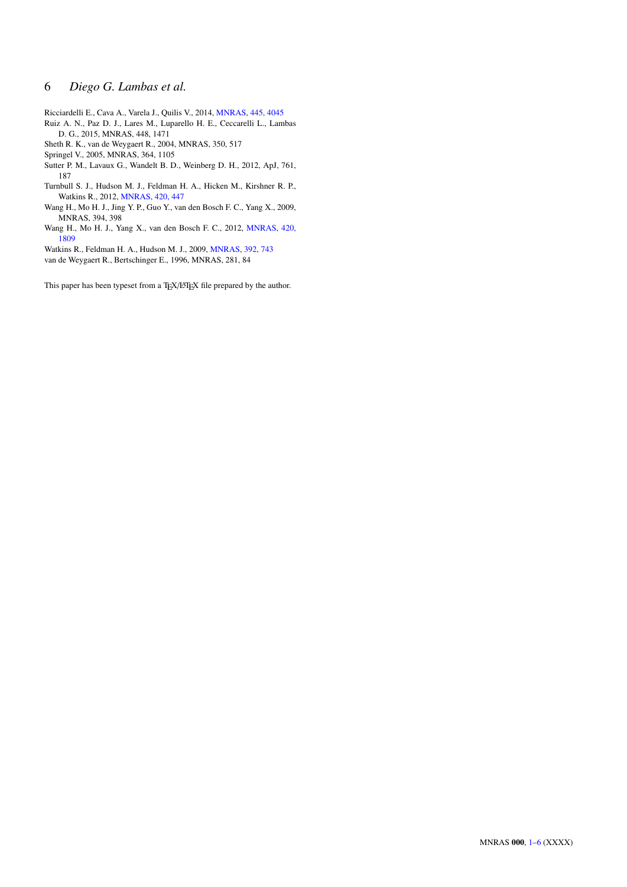Ricciardelli E., Cava A., Varela J., Quilis V., 2014, MNRAS, 445, 4045

Ruiz A. N., Paz D. J., Lares M., Luparello H. E., Ceccarelli L., Lambas D. G., 2015, MNRAS, 448, 1471

Sheth R. K., van de Weygaert R., 2004, MNRAS, 350, 517

Springel V., 2005, MNRAS, 364, 1105

Sutter P. M., Lavaux G., Wandelt B. D., Weinberg D. H., 2012, ApJ, 761, 187

Turnbull S. J., Hudson M. J., Feldman H. A., Hicken M., Kirshner R. P., Watkins R., 2012, MNRAS, 420, 447

Wang H., Mo H. J., Jing Y. P., Guo Y., van den Bosch F. C., Yang X., 2009, MNRAS, 394, 398

Wang H., Mo H. J., Yang X., van den Bosch F. C., 2012, MNRAS, 420, 1809

Watkins R., Feldman H. A., Hudson M. J., 2009, MNRAS, 392, 743

van de Weygaert R., Bertschinger E., 1996, MNRAS, 281, 84

This paper has been typeset from a TEX/LATEX file prepared by the author.